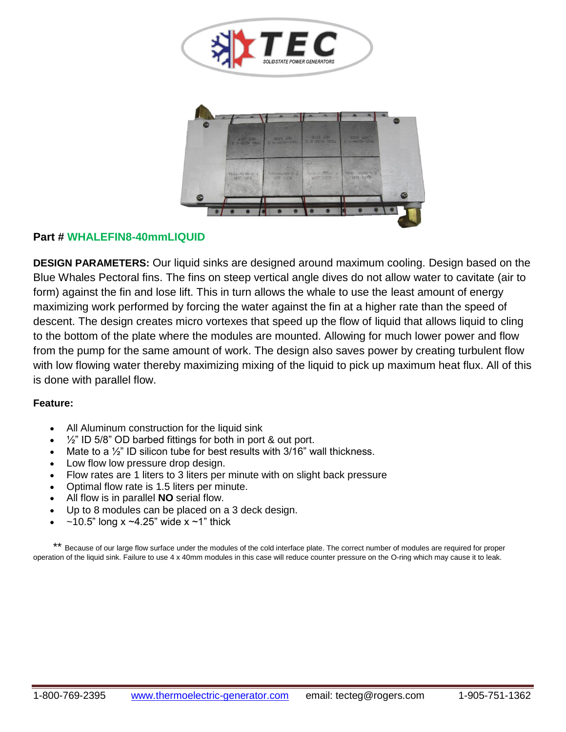**Part # WHALEFIN8-40mmLIQUID**

**DESIGN PARAMETERS:** Our liquid sinks are designed around maximum cooling. Design based on the Blue Whales Pectoral fins. The fins on steep vertical angle dives do not allow water to cavitate (air to form) against the fin and lose lift. This in turn allows the whale to use the least amount of energy maximizing work performed by forcing the water against the fin at a higher rate than the speed of descent. The design creates micro vortexes that speed up the flow of liquid that allows liquid to cling to the bottom of the plate where the modules are mounted. Allowing for much lower power and flow from the pump for the same amount of work. The design also saves power by creating turbulent flow with low flowing water thereby maximizing mixing of the liquid to pick up maximum heat flux. All of this is done with parallel flow.

**Feature:**

- All Aluminum construction for the liquid sink
- ½" ID 5/8" OD barbed fittings for both in port & out port.
- Mate to a ½" ID silicon tube for best results with 3/16" wall thickness.
- Low flow low pressure drop design.
- Flow rates are 1 liters to 3 liters per minute with on slight back pressure
- Optimal flow rate is 1.5 liters per minute.
- All flow is in parallel **NO** serial flow.
- Up to 8 modules can be placed on a 3 deck design.
- ~10.5" long x ~4.25" wide x ~1" thick

** Because of our large flow surface under the modules of the cold interface plate. The correct number of modules are required for proper operation of the liquid sink. Failure to use 4 x 40mm modules in this case will reduce counter pressure on the O-ring which may cause it to leak.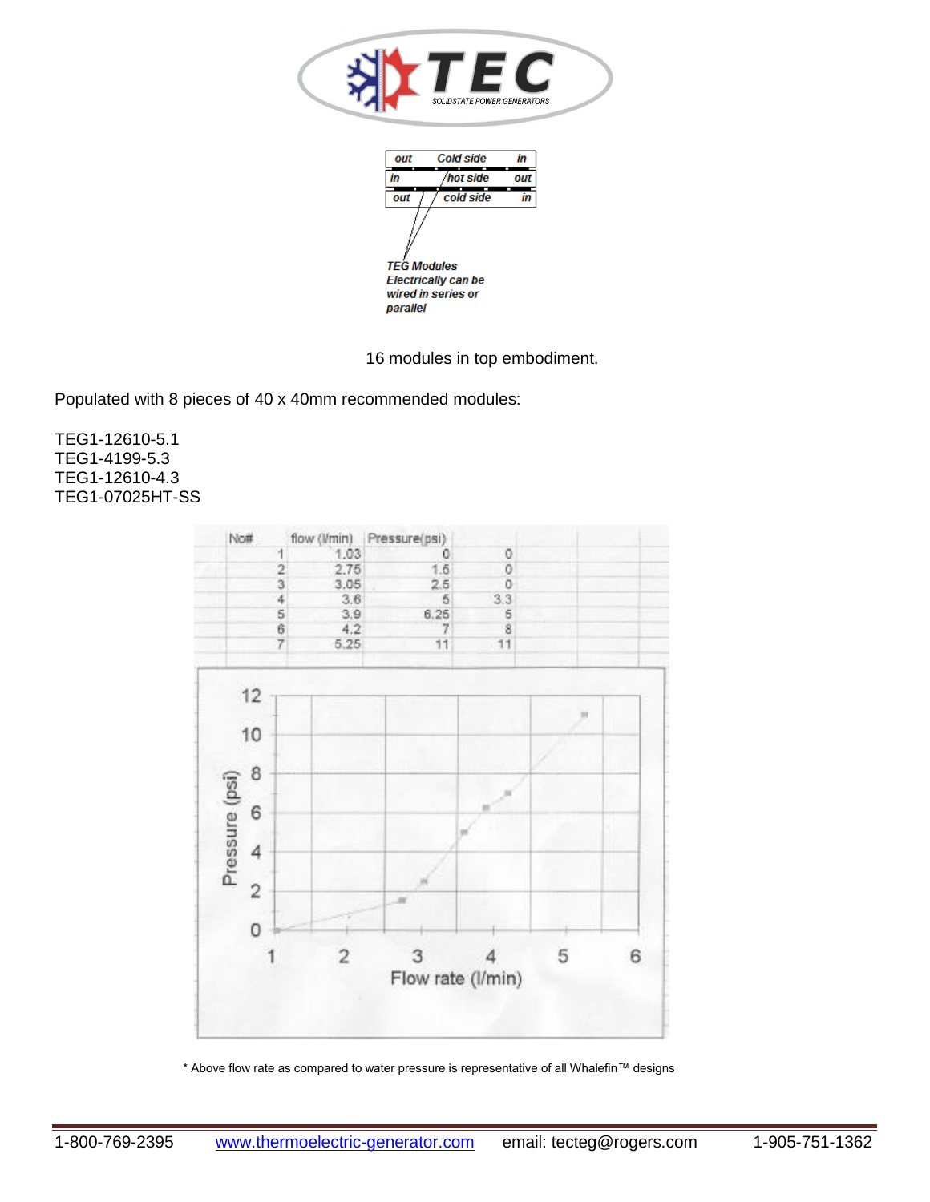TEC

SOLIDSTATE POWER GENERATORS

| out | Cold side | in |
|---|---|---|
| in | hot side | out |
| out | cold side | in |

TEG Modules Electrically can be wired in series or parallel

16 modules in top embodiment.

Populated with 8 pieces of 40 x 40mm recommended modules:

TEG1-12610-5.1
TEG1-4199-5.3
TEG1-12610-4.3
TEG1-07025HT-SS

| No# | flow (l/min) | Pressure(psi) | |
|---|---|---|---|
| 1 | 1.03 | 0 | 0 |
| 2 | 2.75 | 1.5 | 0 |
| 3 | 3.05 | 2.5 | 0 |
| 4 | 3.6 | 5 | 3.3 |
| 5 | 3.9 | 6.25 | 5 |
| 6 | 4.2 | 7 | 8 |
| 7 | 5.25 | 11 | 11 |

Pressure (psi)

0
2
4
6
8
10
12

1
2
3
4
5
6

Flow rate (l/min)

\* Above flow rate as compared to water pressure is representative of all Whalefin™ designs

1-800-769-2395 www.thermoelectric-generator.com email: tecteg@rogers.com 1-905-751-1362